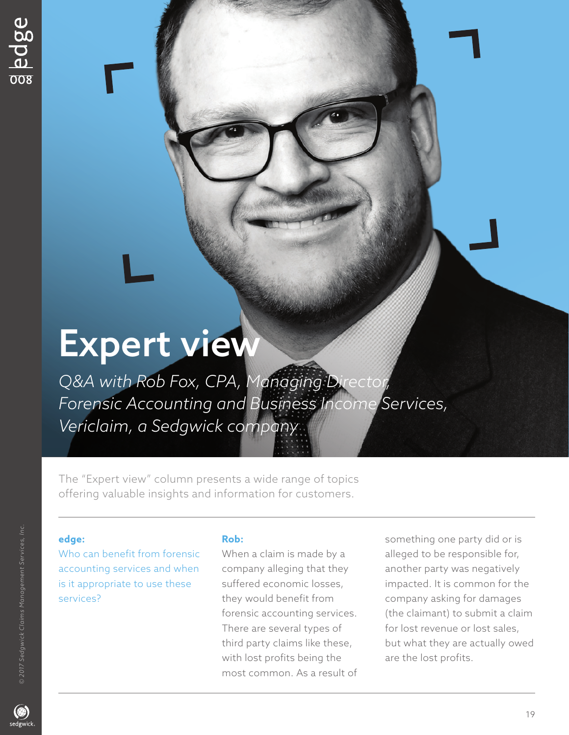# Expert view

*Q&A with Rob Fox, CPA, Managing Director, Forensic Accounting and Business Income Services, Vericlaim, a Sedgwick company*

The "Expert view" column presents a wide range of topics offering valuable insights and information for customers.

**edge:**
Who can benefit from forensic accounting services and when is it appropriate to use these services?

**Rob:**
When a claim is made by a company alleging that they suffered economic losses, they would benefit from forensic accounting services. There are several types of third party claims like these, with lost profits being the most common. As a result of something one party did or is alleged to be responsible for, another party was negatively impacted. It is common for the company asking for damages (the claimant) to submit a claim for lost revenue or lost sales, but what they are actually owed are the lost profits.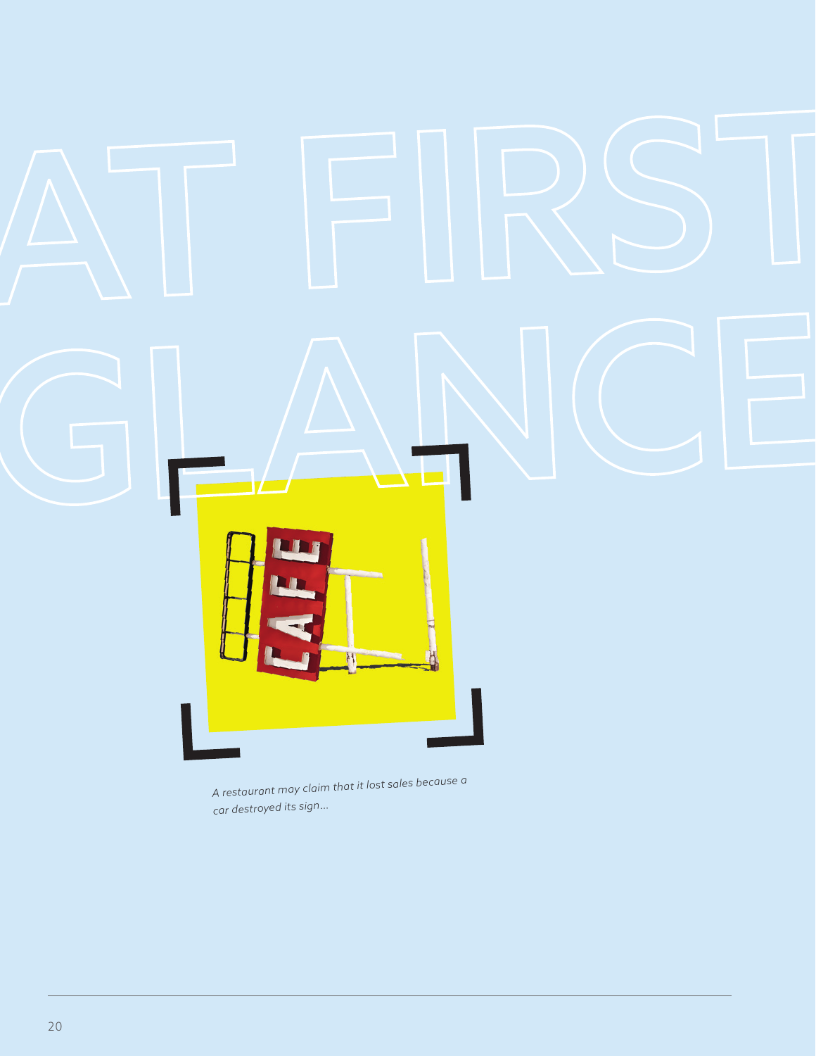# AT FIRST GLANCE

*A restaurant may claim that it lost sales because a car destroyed its sign...*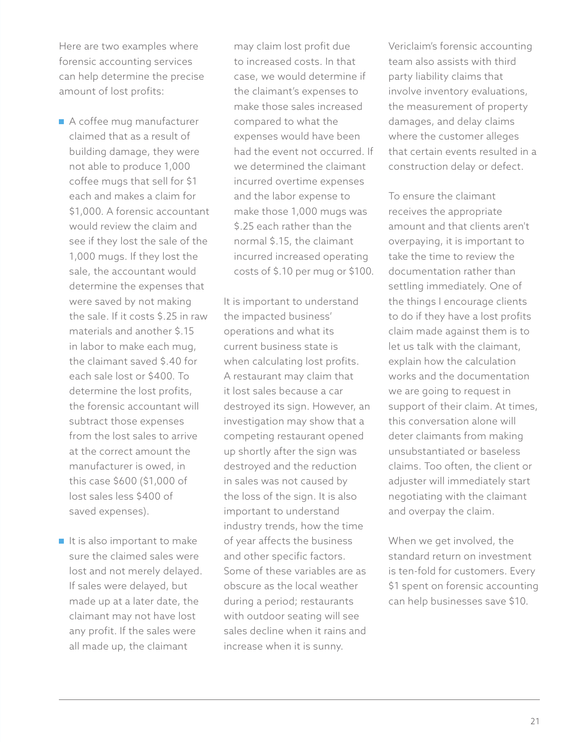Here are two examples where forensic accounting services can help determine the precise amount of lost profits:

- A coffee mug manufacturer claimed that as a result of building damage, they were not able to produce 1,000 coffee mugs that sell for $1 each and makes a claim for $1,000. A forensic accountant would review the claim and see if they lost the sale of the 1,000 mugs. If they lost the sale, the accountant would determine the expenses that were saved by not making the sale. If it costs $.25 in raw materials and another $.15 in labor to make each mug, the claimant saved $.40 for each sale lost or $400. To determine the lost profits, the forensic accountant will subtract those expenses from the lost sales to arrive at the correct amount the manufacturer is owed, in this case $600 ($1,000 of lost sales less $400 of saved expenses).

- It is also important to make sure the claimed sales were lost and not merely delayed. If sales were delayed, but made up at a later date, the claimant may not have lost any profit. If the sales were all made up, the claimant may claim lost profit due to increased costs. In that case, we would determine if the claimant's expenses to make those sales increased compared to what the expenses would have been had the event not occurred. If we determined the claimant incurred overtime expenses and the labor expense to make those 1,000 mugs was $.25 each rather than the normal $.15, the claimant incurred increased operating costs of $.10 per mug or $100.

It is important to understand the impacted business' operations and what its current business state is when calculating lost profits. A restaurant may claim that it lost sales because a car destroyed its sign. However, an investigation may show that a competing restaurant opened up shortly after the sign was destroyed and the reduction in sales was not caused by the loss of the sign. It is also important to understand industry trends, how the time of year affects the business and other specific factors. Some of these variables are as obscure as the local weather during a period; restaurants with outdoor seating will see sales decline when it rains and increase when it is sunny.

Vericlaim's forensic accounting team also assists with third party liability claims that involve inventory evaluations, the measurement of property damages, and delay claims where the customer alleges that certain events resulted in a construction delay or defect.

To ensure the claimant receives the appropriate amount and that clients aren't overpaying, it is important to take the time to review the documentation rather than settling immediately. One of the things I encourage clients to do if they have a lost profits claim made against them is to let us talk with the claimant, explain how the calculation works and the documentation we are going to request in support of their claim. At times, this conversation alone will deter claimants from making unsubstantiated or baseless claims. Too often, the client or adjuster will immediately start negotiating with the claimant and overpay the claim.

When we get involved, the standard return on investment is ten-fold for customers. Every $1 spent on forensic accounting can help businesses save $10.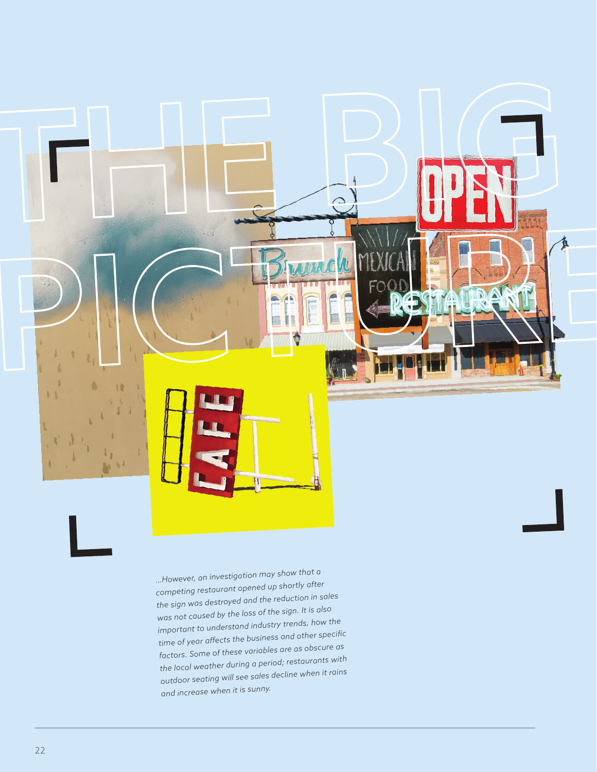# THE BIG PICTURE

*...However, an investigation may show that a competing restaurant opened up shortly after the sign was destroyed and the reduction in sales was not caused by the loss of the sign. It is also important to understand industry trends, how the time of year affects the business and other specific factors. Some of these variables are as obscure as the local weather during a period; restaurants with outdoor seating will see sales decline when it rains and increase when it is sunny.*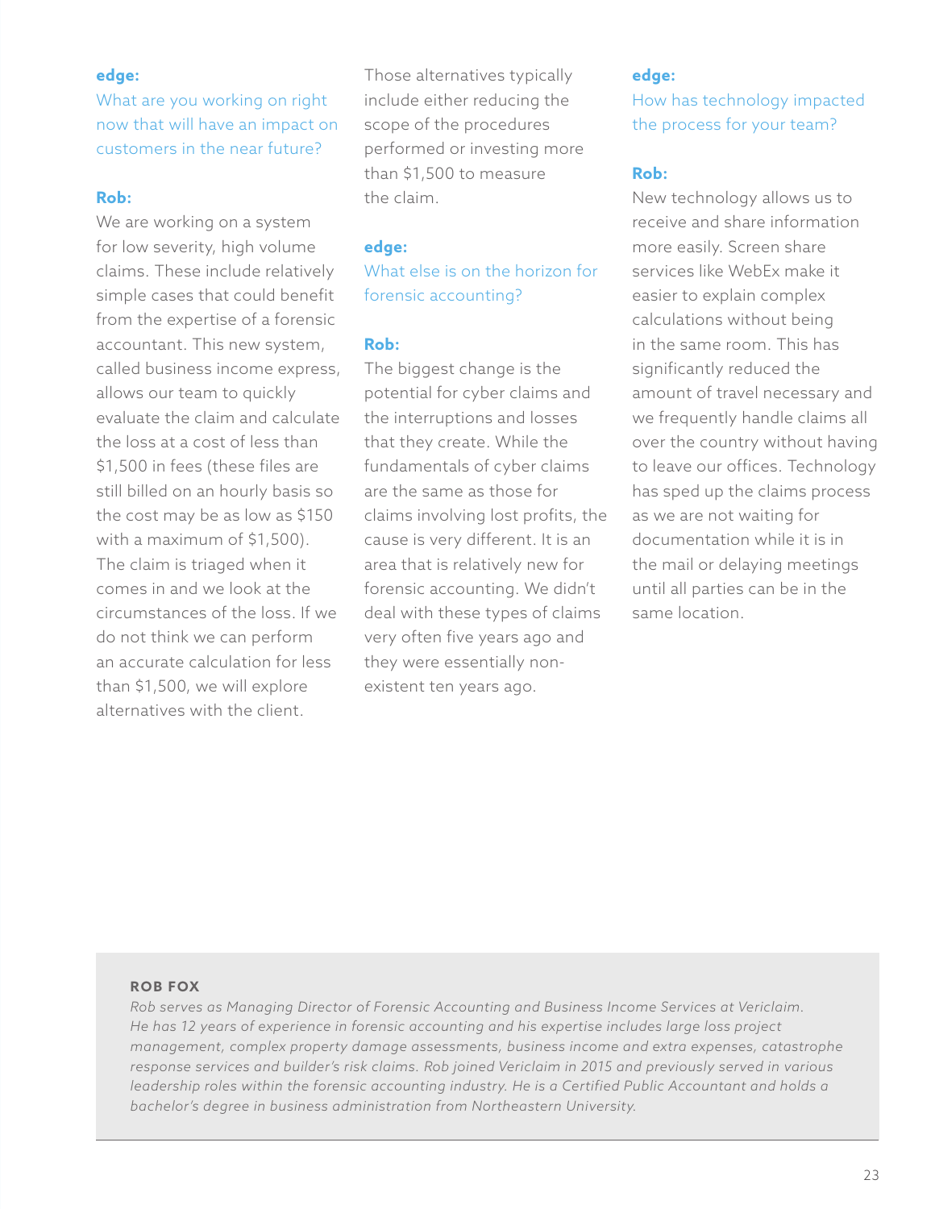**edge:**
What are you working on right now that will have an impact on customers in the near future?

**Rob:**
We are working on a system for low severity, high volume claims. These include relatively simple cases that could benefit from the expertise of a forensic accountant. This new system, called business income express, allows our team to quickly evaluate the claim and calculate the loss at a cost of less than $1,500 in fees (these files are still billed on an hourly basis so the cost may be as low as $150 with a maximum of $1,500). The claim is triaged when it comes in and we look at the circumstances of the loss. If we do not think we can perform an accurate calculation for less than $1,500, we will explore alternatives with the client. Those alternatives typically include either reducing the scope of the procedures performed or investing more than $1,500 to measure the claim.

**edge:**
What else is on the horizon for forensic accounting?

**Rob:**
The biggest change is the potential for cyber claims and the interruptions and losses that they create. While the fundamentals of cyber claims are the same as those for claims involving lost profits, the cause is very different. It is an area that is relatively new for forensic accounting. We didn't deal with these types of claims very often five years ago and they were essentially non-existent ten years ago.

**edge:**
How has technology impacted the process for your team?

**Rob:**
New technology allows us to receive and share information more easily. Screen share services like WebEx make it easier to explain complex calculations without being in the same room. This has significantly reduced the amount of travel necessary and we frequently handle claims all over the country without having to leave our offices. Technology has sped up the claims process as we are not waiting for documentation while it is in the mail or delaying meetings until all parties can be in the same location.

**ROB FOX**

*Rob serves as Managing Director of Forensic Accounting and Business Income Services at Vericlaim. He has 12 years of experience in forensic accounting and his expertise includes large loss project management, complex property damage assessments, business income and extra expenses, catastrophe response services and builder's risk claims. Rob joined Vericlaim in 2015 and previously served in various leadership roles within the forensic accounting industry. He is a Certified Public Accountant and holds a bachelor's degree in business administration from Northeastern University.*